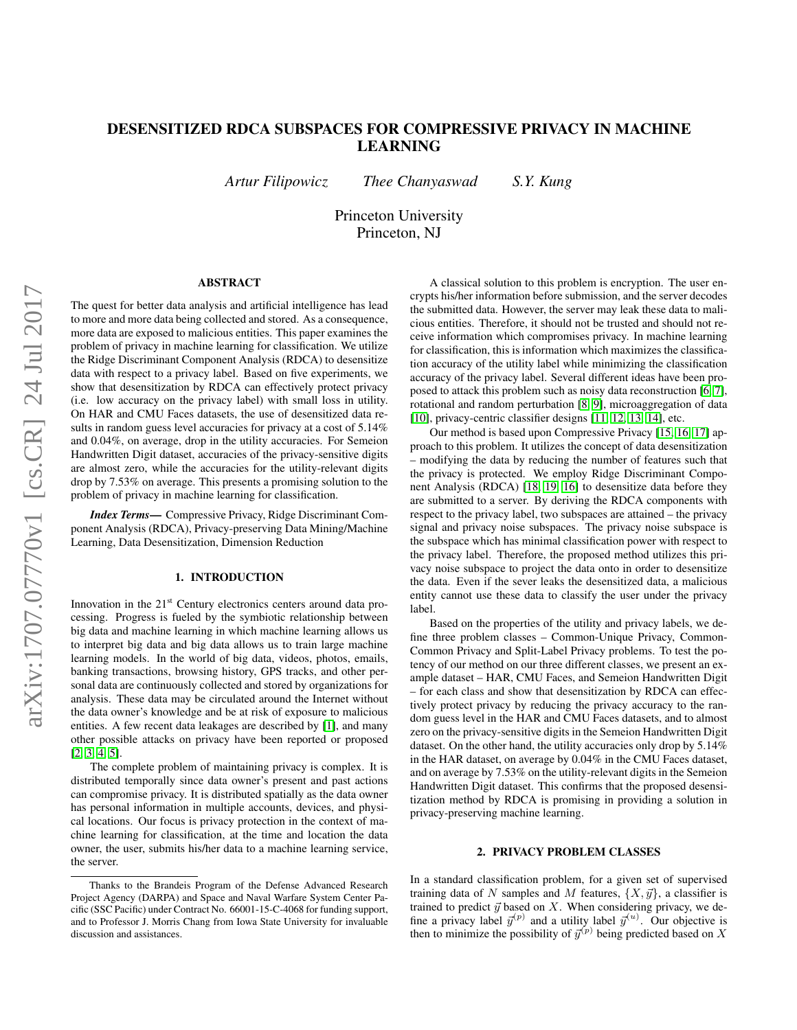# DESENSITIZED RDCA SUBSPACES FOR COMPRESSIVE PRIVACY IN MACHINE LEARNING

*Artur Filipowicz* *Thee Chanyaswad* *S.Y. Kung*

Princeton University
Princeton, NJ

## ABSTRACT

The quest for better data analysis and artificial intelligence has lead to more and more data being collected and stored. As a consequence, more data are exposed to malicious entities. This paper examines the problem of privacy in machine learning for classification. We utilize the Ridge Discriminant Component Analysis (RDCA) to desensitize data with respect to a privacy label. Based on five experiments, we show that desensitization by RDCA can effectively protect privacy (i.e. low accuracy on the privacy label) with small loss in utility. On HAR and CMU Faces datasets, the use of desensitized data results in random guess level accuracies for privacy at a cost of 5.14% and 0.04%, on average, drop in the utility accuracies. For Semeion Handwritten Digit dataset, accuracies of the privacy-sensitive digits are almost zero, while the accuracies for the utility-relevant digits drop by 7.53% on average. This presents a promising solution to the problem of privacy in machine learning for classification.

***Index Terms*—** Compressive Privacy, Ridge Discriminant Component Analysis (RDCA), Privacy-preserving Data Mining/Machine Learning, Data Desensitization, Dimension Reduction

## 1. INTRODUCTION

Innovation in the 21st Century electronics centers around data processing. Progress is fueled by the symbiotic relationship between big data and machine learning in which machine learning allows us to interpret big data and big data allows us to train large machine learning models. In the world of big data, videos, photos, emails, banking transactions, browsing history, GPS tracks, and other personal data are continuously collected and stored by organizations for analysis. These data may be circulated around the Internet without the data owner's knowledge and be at risk of exposure to malicious entities. A few recent data leakages are described by [1], and many other possible attacks on privacy have been reported or proposed [2, 3, 4, 5].

The complete problem of maintaining privacy is complex. It is distributed temporally since data owner's present and past actions can compromise privacy. It is distributed spatially as the data owner has personal information in multiple accounts, devices, and physical locations. Our focus is privacy protection in the context of machine learning for classification, at the time and location the data owner, the user, submits his/her data to a machine learning service, the server.

A classical solution to this problem is encryption. The user encrypts his/her information before submission, and the server decodes the submitted data. However, the server may leak these data to malicious entities. Therefore, it should not be trusted and should not receive information which compromises privacy. In machine learning for classification, this is information which maximizes the classification accuracy of the utility label while minimizing the classification accuracy of the privacy label. Several different ideas have been proposed to attack this problem such as noisy data reconstruction [6, 7], rotational and random perturbation [8, 9], microaggregation of data [10], privacy-centric classifier designs [11, 12, 13, 14], etc.

Our method is based upon Compressive Privacy [15, 16, 17] approach to this problem. It utilizes the concept of data desensitization – modifying the data by reducing the number of features such that the privacy is protected. We employ Ridge Discriminant Component Analysis (RDCA) [18, 19, 16] to desensitize data before they are submitted to a server. By deriving the RDCA components with respect to the privacy label, two subspaces are attained – the privacy signal and privacy noise subspaces. The privacy noise subspace is the subspace which has minimal classification power with respect to the privacy label. Therefore, the proposed method utilizes this privacy noise subspace to project the data onto in order to desensitize the data. Even if the sever leaks the desensitized data, a malicious entity cannot use these data to classify the user under the privacy label.

Based on the properties of the utility and privacy labels, we define three problem classes – Common-Unique Privacy, Common-Common Privacy and Split-Label Privacy problems. To test the potency of our method on our three different classes, we present an example dataset – HAR, CMU Faces, and Semeion Handwritten Digit – for each class and show that desensitization by RDCA can effectively protect privacy by reducing the privacy accuracy to the random guess level in the HAR and CMU Faces datasets, and to almost zero on the privacy-sensitive digits in the Semeion Handwritten Digit dataset. On the other hand, the utility accuracies only drop by 5.14% in the HAR dataset, on average by 0.04% in the CMU Faces dataset, and on average by 7.53% on the utility-relevant digits in the Semeion Handwritten Digit dataset. This confirms that the proposed desensitization method by RDCA is promising in providing a solution in privacy-preserving machine learning.

## 2. PRIVACY PROBLEM CLASSES

In a standard classification problem, for a given set of supervised training data of $N$ samples and $M$ features, $\{X, \vec{y}\}$, a classifier is trained to predict $\vec{y}$ based on $X$. When considering privacy, we define a privacy label $\vec{y}^{(p)}$ and a utility label $\vec{y}^{(u)}$. Our objective is then to minimize the possibility of $\vec{y}^{(p)}$ being predicted based on $X$

---

Thanks to the Brandeis Program of the Defense Advanced Research Project Agency (DARPA) and Space and Naval Warfare System Center Pacific (SSC Pacific) under Contract No. 66001-15-C-4068 for funding support, and to Professor J. Morris Chang from Iowa State University for invaluable discussion and assistances.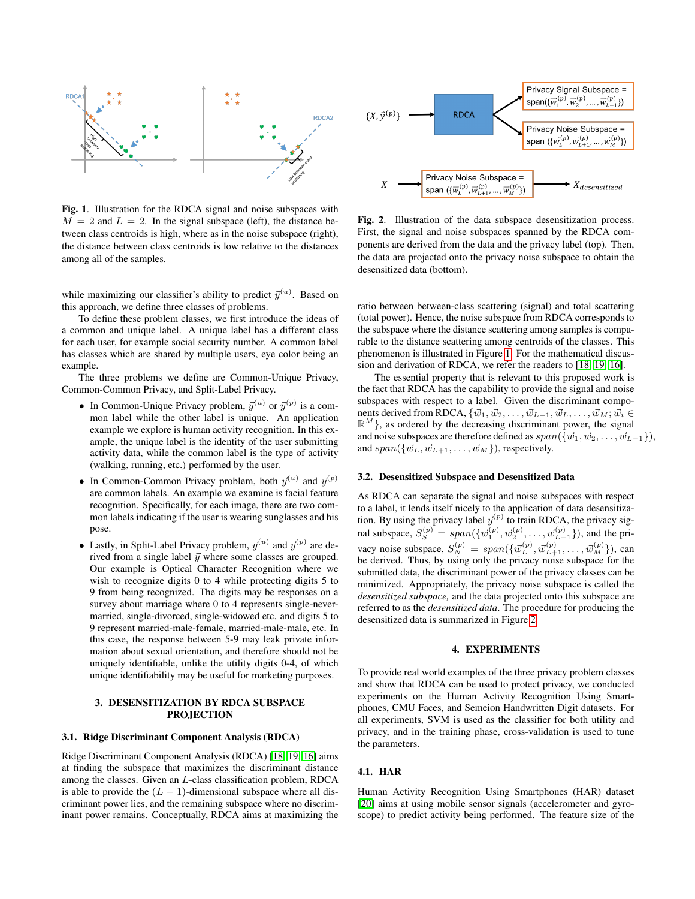**Fig. 1**. Illustration for the RDCA signal and noise subspaces with $M = 2$ and $L = 2$. In the signal subspace (left), the distance between class centroids is high, where as in the noise subspace (right), the distance between class centroids is low relative to the distances among all of the samples.

while maximizing our classifier's ability to predict $\vec{y}^{(u)}$. Based on this approach, we define three classes of problems.

To define these problem classes, we first introduce the ideas of a common and unique label. A unique label has a different class for each user, for example social security number. A common label has classes which are shared by multiple users, eye color being an example.

The three problems we define are Common-Unique Privacy, Common-Common Privacy, and Split-Label Privacy.

- In Common-Unique Privacy problem, $\vec{y}^{(u)}$ or $\vec{y}^{(p)}$ is a common label while the other label is unique. An application example we explore is human activity recognition. In this example, the unique label is the identity of the user submitting activity data, while the common label is the type of activity (walking, running, etc.) performed by the user.
- In Common-Common Privacy problem, both $\vec{y}^{(u)}$ and $\vec{y}^{(p)}$ are common labels. An example we examine is facial feature recognition. Specifically, for each image, there are two common labels indicating if the user is wearing sunglasses and his pose.
- Lastly, in Split-Label Privacy problem, $\vec{y}^{(u)}$ and $\vec{y}^{(p)}$ are derived from a single label $\vec{y}$ where some classes are grouped. Our example is Optical Character Recognition where we wish to recognize digits 0 to 4 while protecting digits 5 to 9 from being recognized. The digits may be responses on a survey about marriage where 0 to 4 represents single-never-married, single-divorced, single-widowed etc. and digits 5 to 9 represent married-male-female, married-male-male, etc. In this case, the response between 5-9 may leak private information about sexual orientation, and therefore should not be uniquely identifiable, unlike the utility digits 0-4, of which unique identifiability may be useful for marketing purposes.

## 3. DESENSITIZATION BY RDCA SUBSPACE PROJECTION

### 3.1. Ridge Discriminant Component Analysis (RDCA)

Ridge Discriminant Component Analysis (RDCA) [18, 19, 16] aims at finding the subspace that maximizes the discriminant distance among the classes. Given an $L$-class classification problem, RDCA is able to provide the $(L-1)$-dimensional subspace where all discriminant power lies, and the remaining subspace where no discriminant power remains. Conceptually, RDCA aims at maximizing the ratio between between-class scattering (signal) and total scattering (total power). Hence, the noise subspace from RDCA corresponds to the subspace where the distance scattering among samples is comparable to the distance scattering among centroids of the classes. This phenomenon is illustrated in Figure 1. For the mathematical discussion and derivation of RDCA, we refer the readers to [18, 19, 16].

The essential property that is relevant to this proposed work is the fact that RDCA has the capability to provide the signal and noise subspaces with respect to a label. Given the discriminant components derived from RDCA, $\{\vec{w}_1, \vec{w}_2, \ldots, \vec{w}_{L-1}, \vec{w}_L, \ldots, \vec{w}_M; \vec{w}_i \in \mathbb{R}^M\}$, as ordered by the decreasing discriminant power, the signal and noise subspaces are therefore defined as $span(\{\vec{w}_1, \vec{w}_2, \ldots, \vec{w}_{L-1}\})$, and $span(\{\vec{w}_L, \vec{w}_{L+1}, \ldots, \vec{w}_M\})$, respectively.

**Fig. 2**. Illustration of the data subspace desensitization process. First, the signal and noise subspaces spanned by the RDCA components are derived from the data and the privacy label (top). Then, the data are projected onto the privacy noise subspace to obtain the desensitized data (bottom).

### 3.2. Desensitized Subspace and Desensitized Data

As RDCA can separate the signal and noise subspaces with respect to a label, it lends itself nicely to the application of data desensitization. By using the privacy label $\vec{y}^{(p)}$ to train RDCA, the privacy signal subspace, $S_S^{(p)} = span(\{\vec{w}_1^{(p)}, \vec{w}_2^{(p)}, \ldots, \vec{w}_{L-1}^{(p)}\})$, and the privacy noise subspace, $S_N^{(p)} = span(\{\vec{w}_L^{(p)}, \vec{w}_{L+1}^{(p)}, \ldots, \vec{w}_M^{(p)}\})$, can be derived. Thus, by using only the privacy noise subspace for the submitted data, the discriminant power of the privacy classes can be minimized. Appropriately, the privacy noise subspace is called the *desensitized subspace,* and the data projected onto this subspace are referred to as the *desensitized data*. The procedure for producing the desensitized data is summarized in Figure 2.

## 4. EXPERIMENTS

To provide real world examples of the three privacy problem classes and show that RDCA can be used to protect privacy, we conducted experiments on the Human Activity Recognition Using Smartphones, CMU Faces, and Semeion Handwritten Digit datasets. For all experiments, SVM is used as the classifier for both utility and privacy, and in the training phase, cross-validation is used to tune the parameters.

### 4.1. HAR

Human Activity Recognition Using Smartphones (HAR) dataset [20] aims at using mobile sensor signals (accelerometer and gyroscope) to predict activity being performed. The feature size of the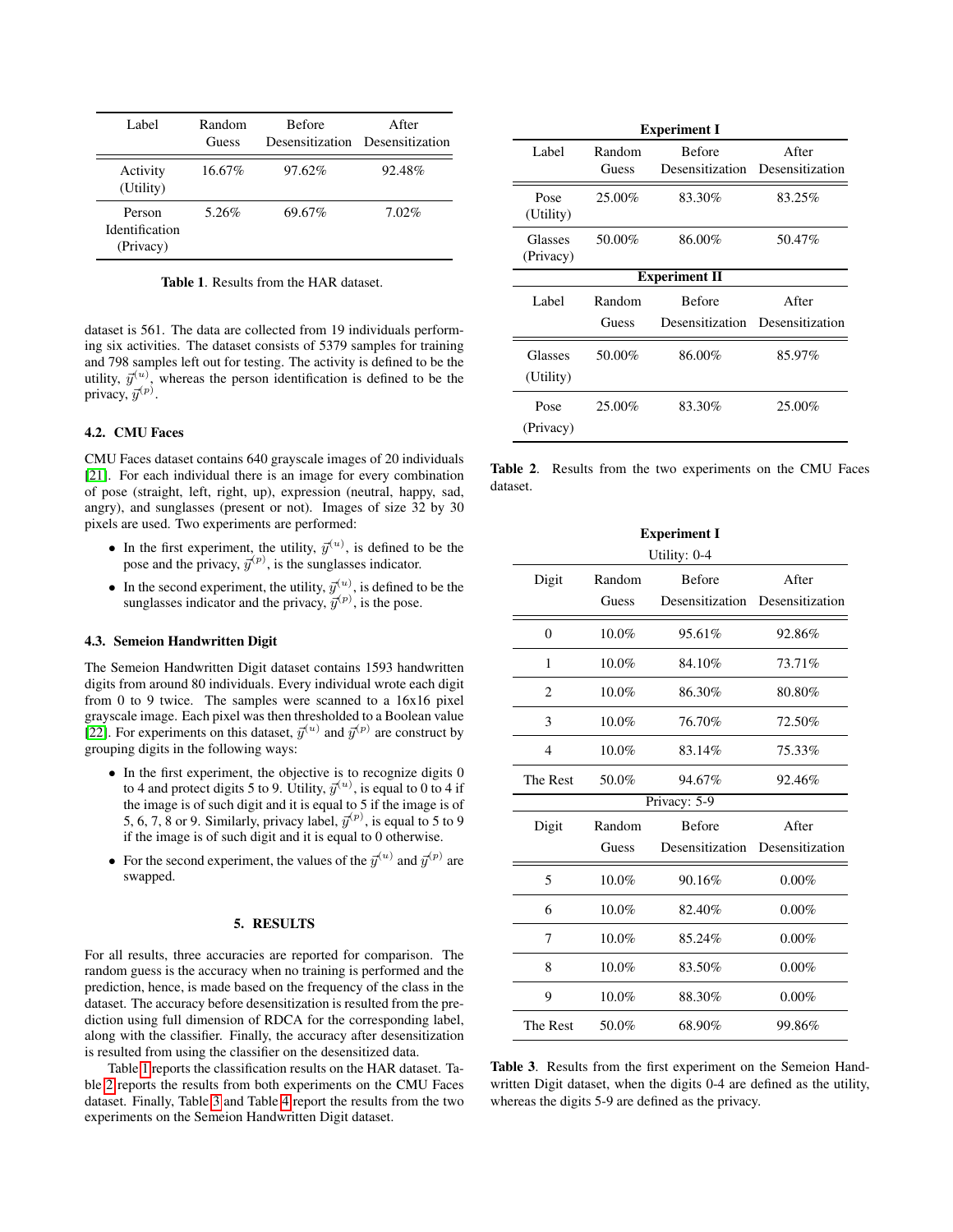| Label | Random Guess | Before Desensitization | After Desensitization |
|---|---|---|---|
| Activity (Utility) | 16.67% | 97.62% | 92.48% |
| Person Identification (Privacy) | 5.26% | 69.67% | 7.02% |

**Table 1**. Results from the HAR dataset.

dataset is 561. The data are collected from 19 individuals performing six activities. The dataset consists of 5379 samples for training and 798 samples left out for testing. The activity is defined to be the utility, $\vec{y}^{(u)}$, whereas the person identification is defined to be the privacy, $\vec{y}^{(p)}$.

### 4.2. CMU Faces

CMU Faces dataset contains 640 grayscale images of 20 individuals [21]. For each individual there is an image for every combination of pose (straight, left, right, up), expression (neutral, happy, sad, angry), and sunglasses (present or not). Images of size 32 by 30 pixels are used. Two experiments are performed:

- In the first experiment, the utility, $\vec{y}^{(u)}$, is defined to be the pose and the privacy, $\vec{y}^{(p)}$, is the sunglasses indicator.
- In the second experiment, the utility, $\vec{y}^{(u)}$, is defined to be the sunglasses indicator and the privacy, $\vec{y}^{(p)}$, is the pose.

### 4.3. Semeion Handwritten Digit

The Semeion Handwritten Digit dataset contains 1593 handwritten digits from around 80 individuals. Every individual wrote each digit from 0 to 9 twice. The samples were scanned to a 16x16 pixel grayscale image. Each pixel was then thresholded to a Boolean value [22]. For experiments on this dataset, $\vec{y}^{(u)}$ and $\vec{y}^{(p)}$ are construct by grouping digits in the following ways:

- In the first experiment, the objective is to recognize digits 0 to 4 and protect digits 5 to 9. Utility, $\vec{y}^{(u)}$, is equal to 0 to 4 if the image is of such digit and it is equal to 5 if the image is of 5, 6, 7, 8 or 9. Similarly, privacy label, $\vec{y}^{(p)}$, is equal to 5 to 9 if the image is of such digit and it is equal to 0 otherwise.
- For the second experiment, the values of the $\vec{y}^{(u)}$ and $\vec{y}^{(p)}$ are swapped.

## 5. RESULTS

For all results, three accuracies are reported for comparison. The random guess is the accuracy when no training is performed and the prediction, hence, is made based on the frequency of the class in the dataset. The accuracy before desensitization is resulted from the prediction using full dimension of RDCA for the corresponding label, along with the classifier. Finally, the accuracy after desensitization is resulted from using the classifier on the desensitized data.

Table 1 reports the classification results on the HAR dataset. Table 2 reports the results from both experiments on the CMU Faces dataset. Finally, Table 3 and Table 4 report the results from the two experiments on the Semeion Handwritten Digit dataset.

| **Experiment I** | | | |
|---|---|---|---|
| Label | Random Guess | Before Desensitization | After Desensitization |
| Pose (Utility) | 25.00% | 83.30% | 83.25% |
| Glasses (Privacy) | 50.00% | 86.00% | 50.47% |
| **Experiment II** | | | |
| Label | Random Guess | Before Desensitization | After Desensitization |
| Glasses (Utility) | 50.00% | 86.00% | 85.97% |
| Pose (Privacy) | 25.00% | 83.30% | 25.00% |

**Table 2**. Results from the two experiments on the CMU Faces dataset.

| **Experiment I** | | | |
|---|---|---|---|
| Utility: 0-4 | | | |
| Digit | Random Guess | Before Desensitization | After Desensitization |
| 0 | 10.0% | 95.61% | 92.86% |
| 1 | 10.0% | 84.10% | 73.71% |
| 2 | 10.0% | 86.30% | 80.80% |
| 3 | 10.0% | 76.70% | 72.50% |
| 4 | 10.0% | 83.14% | 75.33% |
| The Rest | 50.0% | 94.67% | 92.46% |
| Privacy: 5-9 | | | |
| Digit | Random Guess | Before Desensitization | After Desensitization |
| 5 | 10.0% | 90.16% | 0.00% |
| 6 | 10.0% | 82.40% | 0.00% |
| 7 | 10.0% | 85.24% | 0.00% |
| 8 | 10.0% | 83.50% | 0.00% |
| 9 | 10.0% | 88.30% | 0.00% |
| The Rest | 50.0% | 68.90% | 99.86% |

**Table 3**. Results from the first experiment on the Semeion Handwritten Digit dataset, when the digits 0-4 are defined as the utility, whereas the digits 5-9 are defined as the privacy.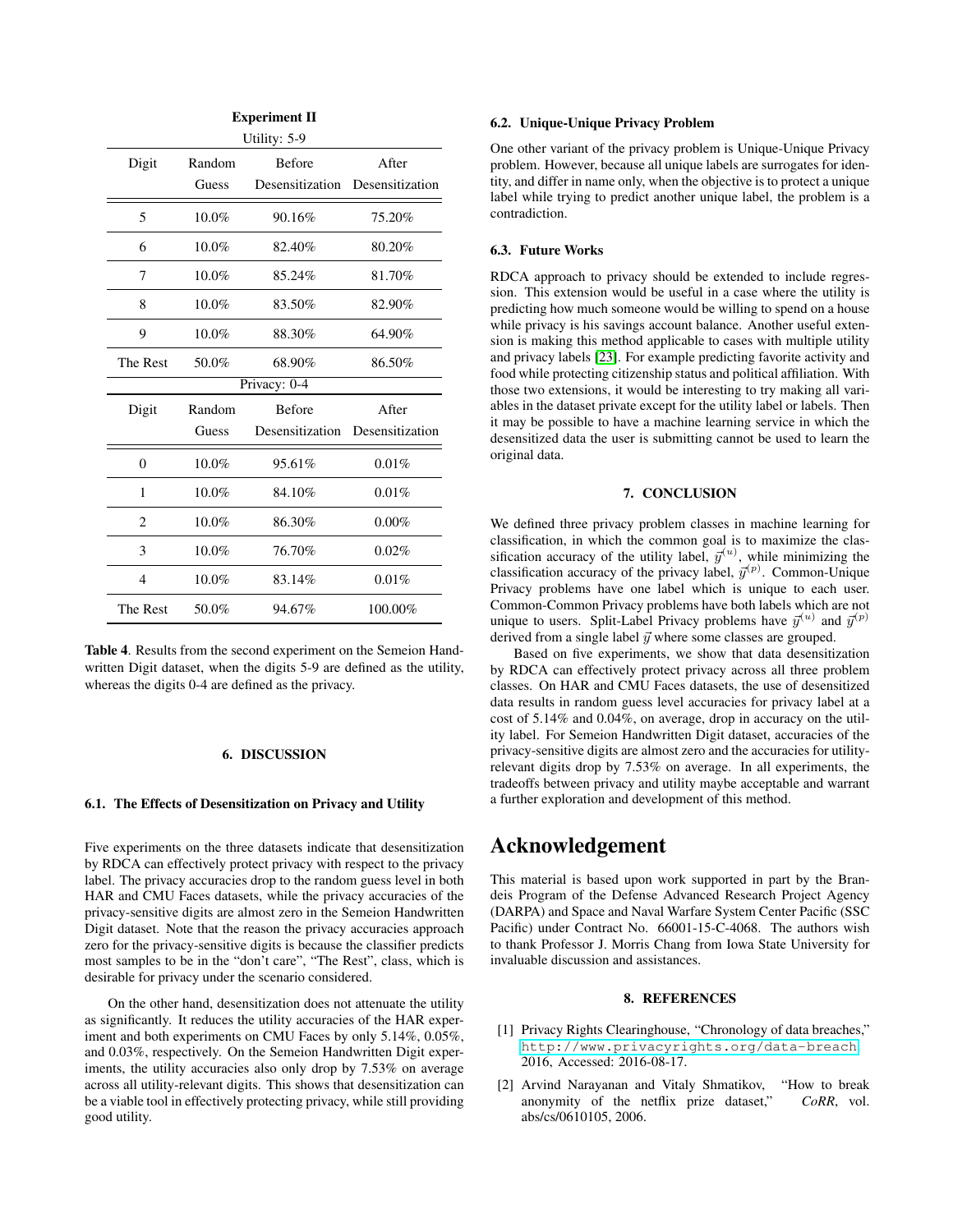**Experiment II**

| Utility: 5-9 | | | |
|---|---|---|---|
| Digit | Random Guess | Before Desensitization | After Desensitization |
| 5 | 10.0% | 90.16% | 75.20% |
| 6 | 10.0% | 82.40% | 80.20% |
| 7 | 10.0% | 85.24% | 81.70% |
| 8 | 10.0% | 83.50% | 82.90% |
| 9 | 10.0% | 88.30% | 64.90% |
| The Rest | 50.0% | 68.90% | 86.50% |
| **Privacy: 0-4** | | | |
| Digit | Random Guess | Before Desensitization | After Desensitization |
| 0 | 10.0% | 95.61% | 0.01% |
| 1 | 10.0% | 84.10% | 0.01% |
| 2 | 10.0% | 86.30% | 0.00% |
| 3 | 10.0% | 76.70% | 0.02% |
| 4 | 10.0% | 83.14% | 0.01% |
| The Rest | 50.0% | 94.67% | 100.00% |

**Table 4**. Results from the second experiment on the Semeion Handwritten Digit dataset, when the digits 5-9 are defined as the utility, whereas the digits 0-4 are defined as the privacy.

## 6. DISCUSSION

### 6.1. The Effects of Desensitization on Privacy and Utility

Five experiments on the three datasets indicate that desensitization by RDCA can effectively protect privacy with respect to the privacy label. The privacy accuracies drop to the random guess level in both HAR and CMU Faces datasets, while the privacy accuracies of the privacy-sensitive digits are almost zero in the Semeion Handwritten Digit dataset. Note that the reason the privacy accuracies approach zero for the privacy-sensitive digits is because the classifier predicts most samples to be in the "don't care", "The Rest", class, which is desirable for privacy under the scenario considered.

On the other hand, desensitization does not attenuate the utility as significantly. It reduces the utility accuracies of the HAR experiment and both experiments on CMU Faces by only 5.14%, 0.05%, and 0.03%, respectively. On the Semeion Handwritten Digit experiments, the utility accuracies also only drop by 7.53% on average across all utility-relevant digits. This shows that desensitization can be a viable tool in effectively protecting privacy, while still providing good utility.

### 6.2. Unique-Unique Privacy Problem

One other variant of the privacy problem is Unique-Unique Privacy problem. However, because all unique labels are surrogates for identity, and differ in name only, when the objective is to protect a unique label while trying to predict another unique label, the problem is a contradiction.

### 6.3. Future Works

RDCA approach to privacy should be extended to include regression. This extension would be useful in a case where the utility is predicting how much someone would be willing to spend on a house while privacy is his savings account balance. Another useful extension is making this method applicable to cases with multiple utility and privacy labels [23]. For example predicting favorite activity and food while protecting citizenship status and political affiliation. With those two extensions, it would be interesting to try making all variables in the dataset private except for the utility label or labels. Then it may be possible to have a machine learning service in which the desensitized data the user is submitting cannot be used to learn the original data.

## 7. CONCLUSION

We defined three privacy problem classes in machine learning for classification, in which the common goal is to maximize the classification accuracy of the utility label, $\vec{y}^{(u)}$, while minimizing the classification accuracy of the privacy label, $\vec{y}^{(p)}$. Common-Unique Privacy problems have one label which is unique to each user. Common-Common Privacy problems have both labels which are not unique to users. Split-Label Privacy problems have $\vec{y}^{(u)}$ and $\vec{y}^{(p)}$ derived from a single label $\vec{y}$ where some classes are grouped.

Based on five experiments, we show that data desensitization by RDCA can effectively protect privacy across all three problem classes. On HAR and CMU Faces datasets, the use of desensitized data results in random guess level accuracies for privacy label at a cost of 5.14% and 0.04%, on average, drop in accuracy on the utility label. For Semeion Handwritten Digit dataset, accuracies of the privacy-sensitive digits are almost zero and the accuracies for utility-relevant digits drop by 7.53% on average. In all experiments, the tradeoffs between privacy and utility maybe acceptable and warrant a further exploration and development of this method.

# Acknowledgement

This material is based upon work supported in part by the Brandeis Program of the Defense Advanced Research Project Agency (DARPA) and Space and Naval Warfare System Center Pacific (SSC Pacific) under Contract No. 66001-15-C-4068. The authors wish to thank Professor J. Morris Chang from Iowa State University for invaluable discussion and assistances.

## 8. REFERENCES

[1] Privacy Rights Clearinghouse, "Chronology of data breaches," http://www.privacyrights.org/data-breach, 2016, Accessed: 2016-08-17.

[2] Arvind Narayanan and Vitaly Shmatikov, "How to break anonymity of the netflix prize dataset," *CoRR*, vol. abs/cs/0610105, 2006.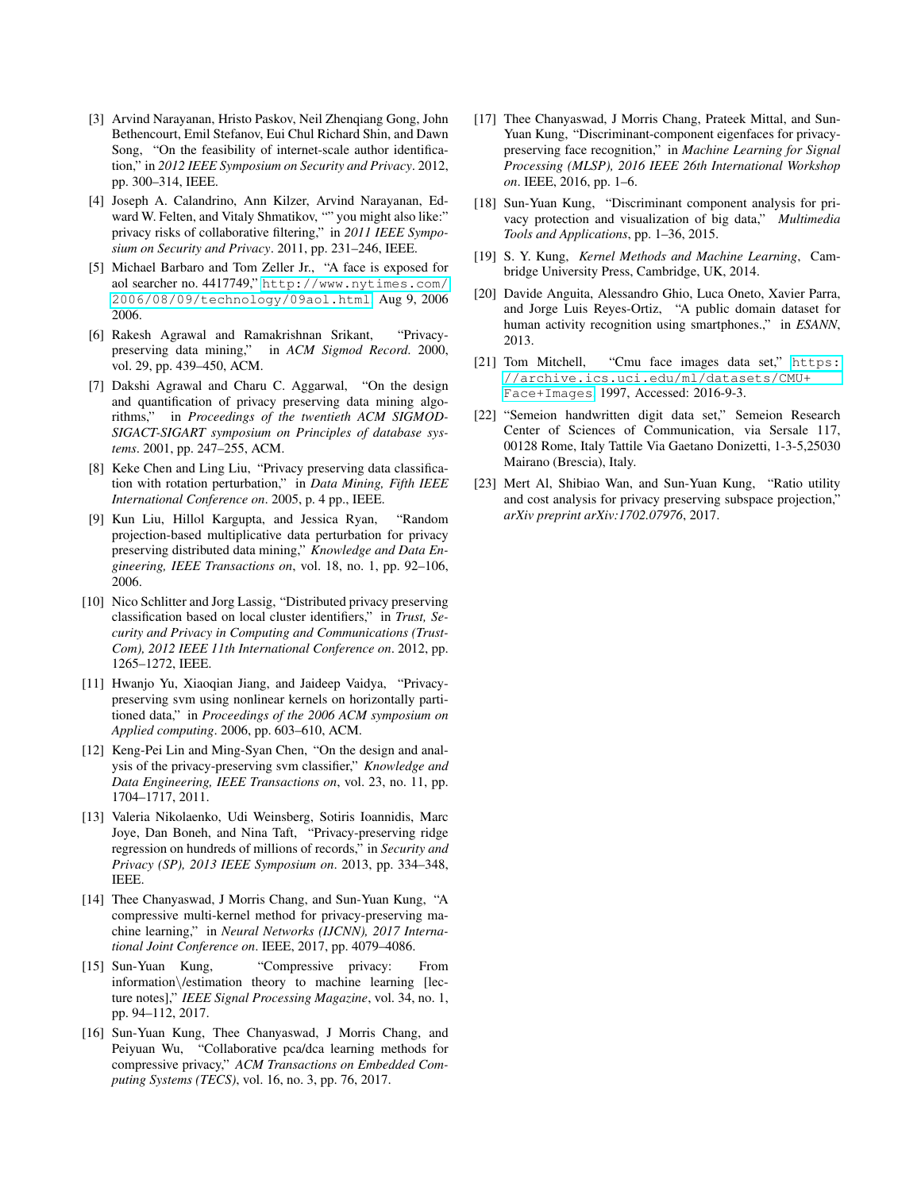[3] Arvind Narayanan, Hristo Paskov, Neil Zhenqiang Gong, John Bethencourt, Emil Stefanov, Eui Chul Richard Shin, and Dawn Song, "On the feasibility of internet-scale author identification," in *2012 IEEE Symposium on Security and Privacy*. 2012, pp. 300–314, IEEE.

[4] Joseph A. Calandrino, Ann Kilzer, Arvind Narayanan, Edward W. Felten, and Vitaly Shmatikov, "" you might also like:" privacy risks of collaborative filtering," in *2011 IEEE Symposium on Security and Privacy*. 2011, pp. 231–246, IEEE.

[5] Michael Barbaro and Tom Zeller Jr., "A face is exposed for aol searcher no. 4417749," http://www.nytimes.com/2006/08/09/technology/09aol.html, Aug 9, 2006 2006.

[6] Rakesh Agrawal and Ramakrishnan Srikant, "Privacy-preserving data mining," in *ACM Sigmod Record*. 2000, vol. 29, pp. 439–450, ACM.

[7] Dakshi Agrawal and Charu C. Aggarwal, "On the design and quantification of privacy preserving data mining algorithms," in *Proceedings of the twentieth ACM SIGMOD-SIGACT-SIGART symposium on Principles of database systems*. 2001, pp. 247–255, ACM.

[8] Keke Chen and Ling Liu, "Privacy preserving data classification with rotation perturbation," in *Data Mining, Fifth IEEE International Conference on*. 2005, p. 4 pp., IEEE.

[9] Kun Liu, Hillol Kargupta, and Jessica Ryan, "Random projection-based multiplicative data perturbation for privacy preserving distributed data mining," *Knowledge and Data Engineering, IEEE Transactions on*, vol. 18, no. 1, pp. 92–106, 2006.

[10] Nico Schlitter and Jorg Lassig, "Distributed privacy preserving classification based on local cluster identifiers," in *Trust, Security and Privacy in Computing and Communications (TrustCom), 2012 IEEE 11th International Conference on*. 2012, pp. 1265–1272, IEEE.

[11] Hwanjo Yu, Xiaoqian Jiang, and Jaideep Vaidya, "Privacy-preserving svm using nonlinear kernels on horizontally partitioned data," in *Proceedings of the 2006 ACM symposium on Applied computing*. 2006, pp. 603–610, ACM.

[12] Keng-Pei Lin and Ming-Syan Chen, "On the design and analysis of the privacy-preserving svm classifier," *Knowledge and Data Engineering, IEEE Transactions on*, vol. 23, no. 11, pp. 1704–1717, 2011.

[13] Valeria Nikolaenko, Udi Weinsberg, Sotiris Ioannidis, Marc Joye, Dan Boneh, and Nina Taft, "Privacy-preserving ridge regression on hundreds of millions of records," in *Security and Privacy (SP), 2013 IEEE Symposium on*. 2013, pp. 334–348, IEEE.

[14] Thee Chanyaswad, J Morris Chang, and Sun-Yuan Kung, "A compressive multi-kernel method for privacy-preserving machine learning," in *Neural Networks (IJCNN), 2017 International Joint Conference on*. IEEE, 2017, pp. 4079–4086.

[15] Sun-Yuan Kung, "Compressive privacy: From information\/estimation theory to machine learning [lecture notes]," *IEEE Signal Processing Magazine*, vol. 34, no. 1, pp. 94–112, 2017.

[16] Sun-Yuan Kung, Thee Chanyaswad, J Morris Chang, and Peiyuan Wu, "Collaborative pca/dca learning methods for compressive privacy," *ACM Transactions on Embedded Computing Systems (TECS)*, vol. 16, no. 3, pp. 76, 2017.

[17] Thee Chanyaswad, J Morris Chang, Prateek Mittal, and Sun-Yuan Kung, "Discriminant-component eigenfaces for privacy-preserving face recognition," in *Machine Learning for Signal Processing (MLSP), 2016 IEEE 26th International Workshop on*. IEEE, 2016, pp. 1–6.

[18] Sun-Yuan Kung, "Discriminant component analysis for privacy protection and visualization of big data," *Multimedia Tools and Applications*, pp. 1–36, 2015.

[19] S. Y. Kung, *Kernel Methods and Machine Learning*, Cambridge University Press, Cambridge, UK, 2014.

[20] Davide Anguita, Alessandro Ghio, Luca Oneto, Xavier Parra, and Jorge Luis Reyes-Ortiz, "A public domain dataset for human activity recognition using smartphones.," in *ESANN*, 2013.

[21] Tom Mitchell, "Cmu face images data set," https://archive.ics.uci.edu/ml/datasets/CMU+Face+Images, 1997, Accessed: 2016-9-3.

[22] "Semeion handwritten digit data set," Semeion Research Center of Sciences of Communication, via Sersale 117, 00128 Rome, Italy Tattile Via Gaetano Donizetti, 1-3-5,25030 Mairano (Brescia), Italy.

[23] Mert Al, Shibiao Wan, and Sun-Yuan Kung, "Ratio utility and cost analysis for privacy preserving subspace projection," *arXiv preprint arXiv:1702.07976*, 2017.